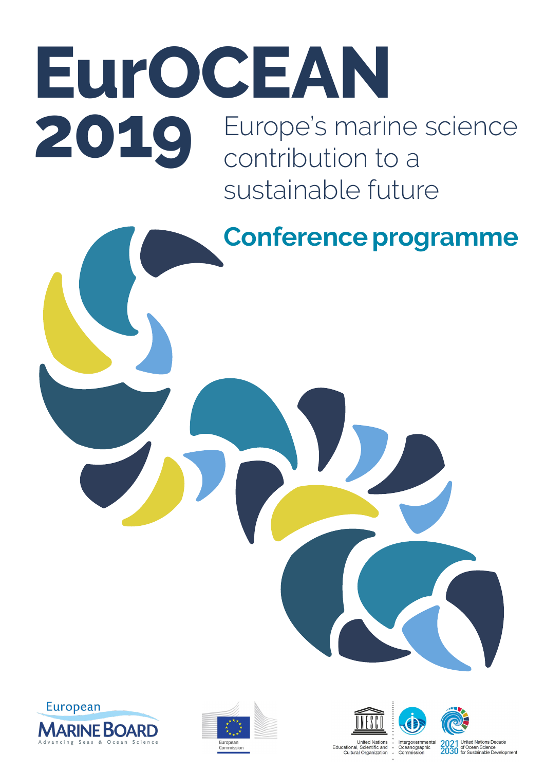# EurOCEAN 2019

## Europe's marine science contribution to a sustainable future

## Conference programme

European MARINE BOARD
Advancing Seas & Ocean Science

European Commission

United Nations Educational, Scientific and Cultural Organization

Intergovernmental Oceanographic Commission

2021 2030 United Nations Decade of Ocean Science for Sustainable Development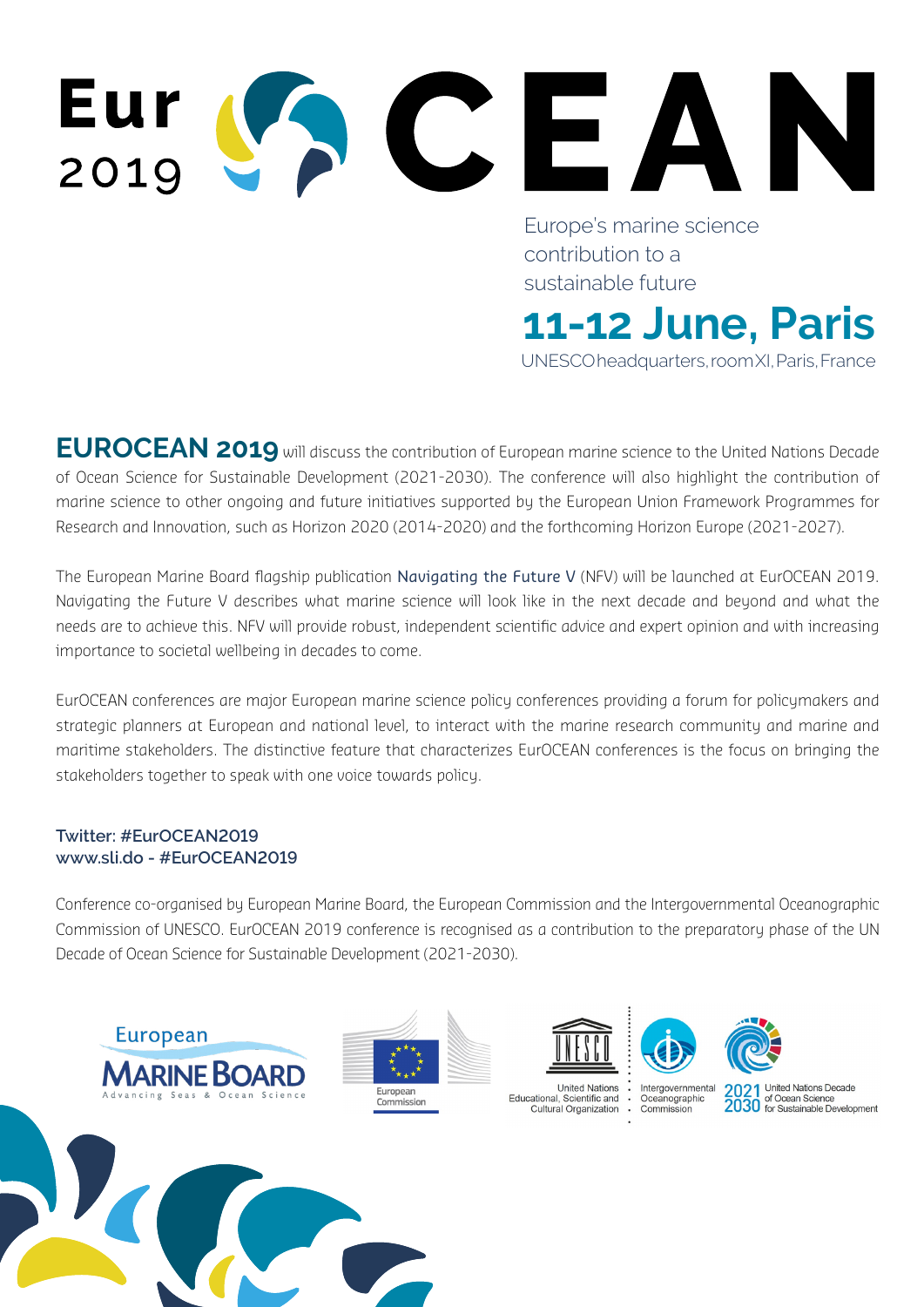# EurOCEAN 2019

Europe's marine science contribution to a sustainable future

## 11-12 June, Paris

UNESCO headquarters, room XI, Paris, France

**EUROCEAN 2019** will discuss the contribution of European marine science to the United Nations Decade of Ocean Science for Sustainable Development (2021-2030). The conference will also highlight the contribution of marine science to other ongoing and future initiatives supported by the European Union Framework Programmes for Research and Innovation, such as Horizon 2020 (2014-2020) and the forthcoming Horizon Europe (2021-2027).

The European Marine Board flagship publication Navigating the Future V (NFV) will be launched at EurOCEAN 2019. Navigating the Future V describes what marine science will look like in the next decade and beyond and what the needs are to achieve this. NFV will provide robust, independent scientific advice and expert opinion and with increasing importance to societal wellbeing in decades to come.

EurOCEAN conferences are major European marine science policy conferences providing a forum for policymakers and strategic planners at European and national level, to interact with the marine research community and marine and maritime stakeholders. The distinctive feature that characterizes EurOCEAN conferences is the focus on bringing the stakeholders together to speak with one voice towards policy.

**Twitter: #EurOCEAN2019**
**www.sli.do - #EurOCEAN2019**

Conference co-organised by European Marine Board, the European Commission and the Intergovernmental Oceanographic Commission of UNESCO. EurOCEAN 2019 conference is recognised as a contribution to the preparatory phase of the UN Decade of Ocean Science for Sustainable Development (2021-2030).

European Marine Board – Advancing Seas & Ocean Science | European Commission | United Nations Educational, Scientific and Cultural Organization | Intergovernmental Oceanographic Commission | 2021 2030 United Nations Decade of Ocean Science for Sustainable Development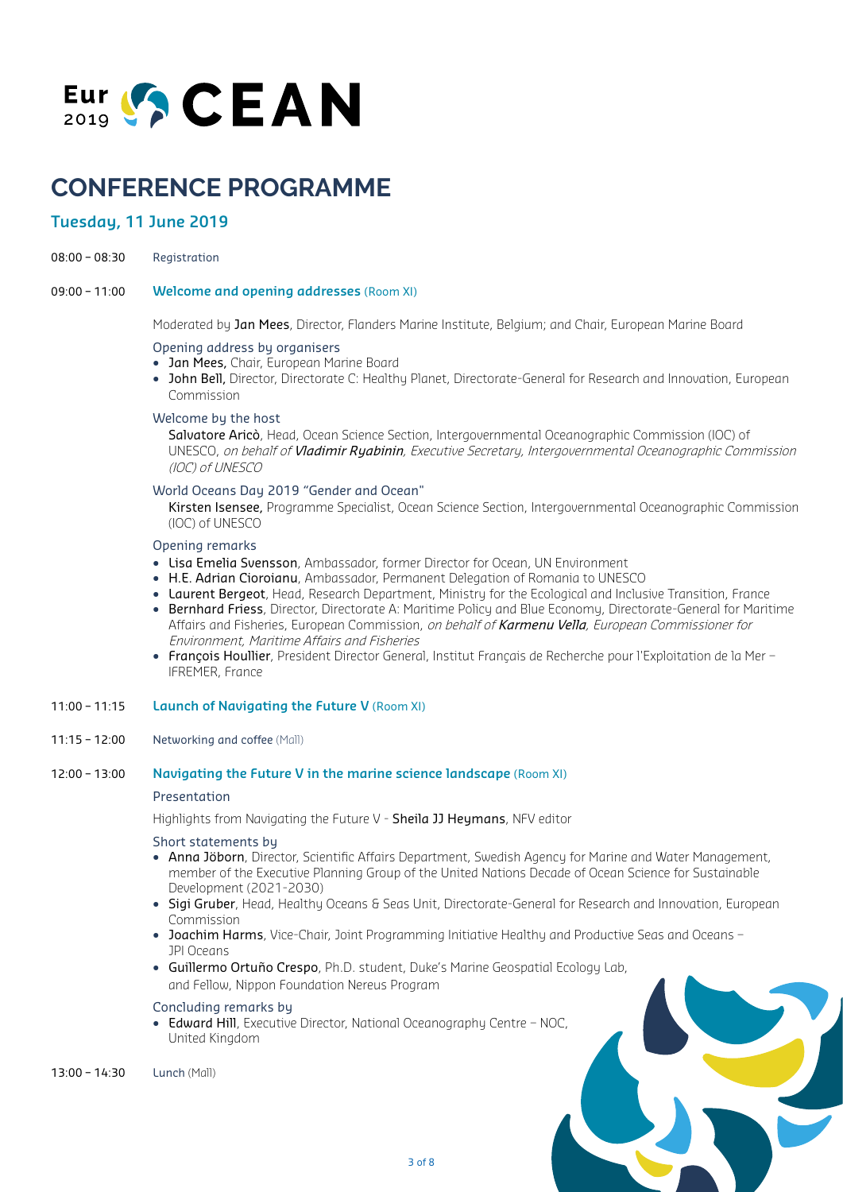Eur 2019 OCEAN

# CONFERENCE PROGRAMME

## Tuesday, 11 June 2019

08:00 – 08:30 Registration

### 09:00 – 11:00 Welcome and opening addresses (Room XI)

Moderated by **Jan Mees**, Director, Flanders Marine Institute, Belgium; and Chair, European Marine Board

Opening address by organisers

- **Jan Mees,** Chair, European Marine Board
- **John Bell,** Director, Directorate C: Healthy Planet, Directorate-General for Research and Innovation, European Commission

Welcome by the host

**Salvatore Aricò**, Head, Ocean Science Section, Intergovernmental Oceanographic Commission (IOC) of UNESCO, *on behalf of* ***Vladimir Ryabinin****, Executive Secretary, Intergovernmental Oceanographic Commission (IOC) of UNESCO*

World Oceans Day 2019 "Gender and Ocean"

**Kirsten Isensee,** Programme Specialist, Ocean Science Section, Intergovernmental Oceanographic Commission (IOC) of UNESCO

Opening remarks

- **Lisa Emelia Svensson**, Ambassador, former Director for Ocean, UN Environment
- **H.E. Adrian Cioroianu**, Ambassador, Permanent Delegation of Romania to UNESCO
- **Laurent Bergeot**, Head, Research Department, Ministry for the Ecological and Inclusive Transition, France
- **Bernhard Friess**, Director, Directorate A: Maritime Policy and Blue Economy, Directorate-General for Maritime Affairs and Fisheries, European Commission, *on behalf of* ***Karmenu Vella****, European Commissioner for Environment, Maritime Affairs and Fisheries*
- **François Houllier**, President Director General, Institut Français de Recherche pour l'Exploitation de la Mer – IFREMER, France

### 11:00 – 11:15 Launch of Navigating the Future V (Room XI)

11:15 – 12:00 Networking and coffee (Mall)

### 12:00 – 13:00 Navigating the Future V in the marine science landscape (Room XI)

Presentation

Highlights from Navigating the Future V - **Sheila JJ Heymans**, NFV editor

Short statements by

- **Anna Jöborn**, Director, Scientific Affairs Department, Swedish Agency for Marine and Water Management, member of the Executive Planning Group of the United Nations Decade of Ocean Science for Sustainable Development (2021-2030)
- **Sigi Gruber**, Head, Healthy Oceans & Seas Unit, Directorate-General for Research and Innovation, European Commission
- **Joachim Harms**, Vice-Chair, Joint Programming Initiative Healthy and Productive Seas and Oceans – JPI Oceans
- **Guillermo Ortuño Crespo**, Ph.D. student, Duke's Marine Geospatial Ecology Lab, and Fellow, Nippon Foundation Nereus Program

Concluding remarks by

- **Edward Hill**, Executive Director, National Oceanography Centre – NOC, United Kingdom

13:00 – 14:30 Lunch (Mall)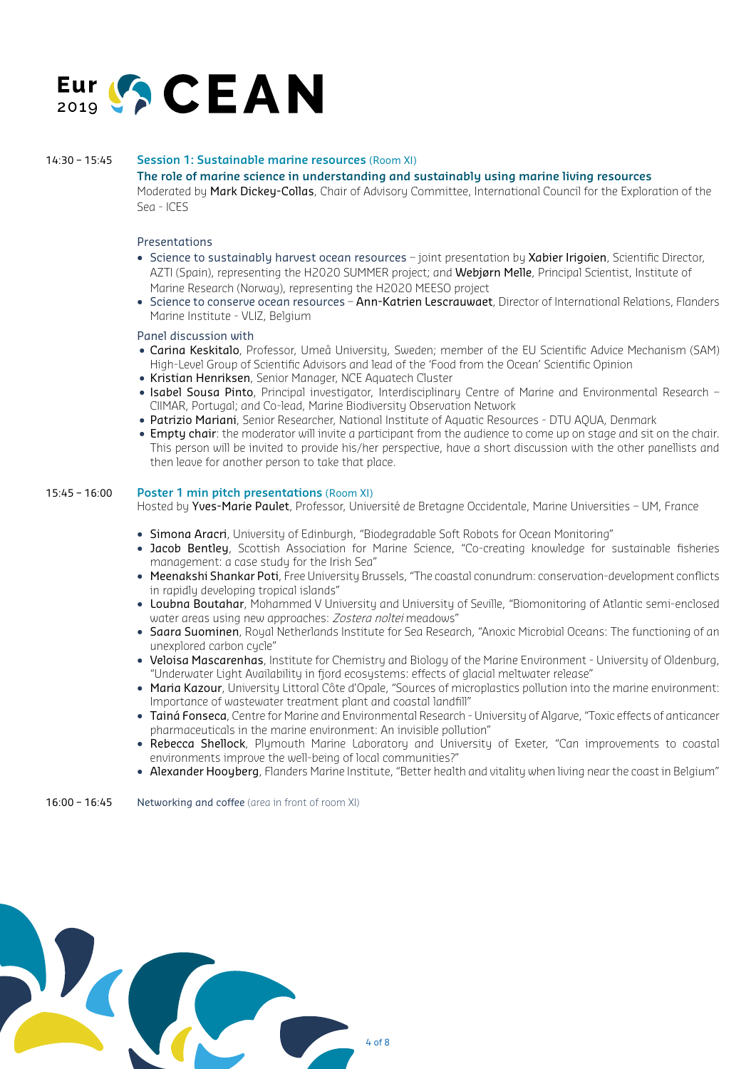# EurOCEAN 2019

**14:30 – 15:45** **Session 1: Sustainable marine resources** (Room XI)

**The role of marine science in understanding and sustainably using marine living resources**

Moderated by **Mark Dickey-Collas**, Chair of Advisory Committee, International Council for the Exploration of the Sea - ICES

Presentations

- Science to sustainably harvest ocean resources – joint presentation by **Xabier Irigoien**, Scientific Director, AZTI (Spain), representing the H2020 SUMMER project; and **Webjørn Melle**, Principal Scientist, Institute of Marine Research (Norway), representing the H2020 MEESO project
- Science to conserve ocean resources – **Ann-Katrien Lescrauwaet**, Director of International Relations, Flanders Marine Institute - VLIZ, Belgium

Panel discussion with

- **Carina Keskitalo**, Professor, Umeå University, Sweden; member of the EU Scientific Advice Mechanism (SAM) High-Level Group of Scientific Advisors and lead of the 'Food from the Ocean' Scientific Opinion
- **Kristian Henriksen**, Senior Manager, NCE Aquatech Cluster
- **Isabel Sousa Pinto**, Principal investigator, Interdisciplinary Centre of Marine and Environmental Research – CIIMAR, Portugal; and Co-lead, Marine Biodiversity Observation Network
- **Patrizio Mariani**, Senior Researcher, National Institute of Aquatic Resources - DTU AQUA, Denmark
- **Empty chair**: the moderator will invite a participant from the audience to come up on stage and sit on the chair. This person will be invited to provide his/her perspective, have a short discussion with the other panellists and then leave for another person to take that place.

**15:45 – 16:00** **Poster 1 min pitch presentations** (Room XI)

Hosted by **Yves-Marie Paulet**, Professor, Université de Bretagne Occidentale, Marine Universities – UM, France

- **Simona Aracri**, University of Edinburgh, "Biodegradable Soft Robots for Ocean Monitoring"
- **Jacob Bentley**, Scottish Association for Marine Science, "Co-creating knowledge for sustainable fisheries management: a case study for the Irish Sea"
- **Meenakshi Shankar Poti**, Free University Brussels, "The coastal conundrum: conservation-development conflicts in rapidly developing tropical islands"
- **Loubna Boutahar**, Mohammed V University and University of Seville, "Biomonitoring of Atlantic semi-enclosed water areas using new approaches: *Zostera noltei* meadows"
- **Saara Suominen**, Royal Netherlands Institute for Sea Research, "Anoxic Microbial Oceans: The functioning of an unexplored carbon cycle"
- **Veloisa Mascarenhas**, Institute for Chemistry and Biology of the Marine Environment - University of Oldenburg, "Underwater Light Availability in fjord ecosystems: effects of glacial meltwater release"
- **Maria Kazour**, University Littoral Côte d'Opale, "Sources of microplastics pollution into the marine environment: Importance of wastewater treatment plant and coastal landfill"
- **Tainá Fonseca**, Centre for Marine and Environmental Research - University of Algarve, "Toxic effects of anticancer pharmaceuticals in the marine environment: An invisible pollution"
- **Rebecca Shellock**, Plymouth Marine Laboratory and University of Exeter, "Can improvements to coastal environments improve the well-being of local communities?"
- **Alexander Hooyberg**, Flanders Marine Institute, "Better health and vitality when living near the coast in Belgium"

**16:00 – 16:45** Networking and coffee (area in front of room XI)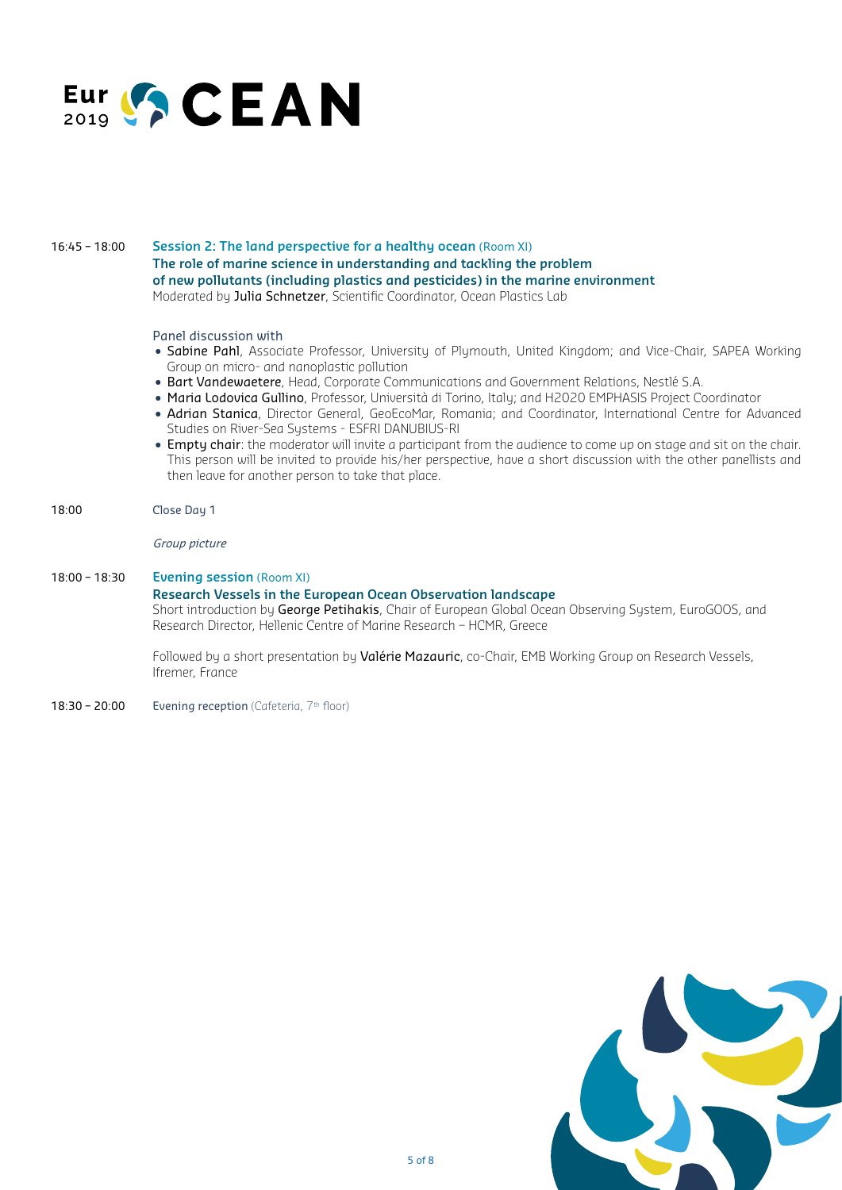16:45 – 18:00 **Session 2: The land perspective for a healthy ocean** (Room XI)
**The role of marine science in understanding and tackling the problem of new pollutants (including plastics and pesticides) in the marine environment**
Moderated by **Julia Schnetzer**, Scientific Coordinator, Ocean Plastics Lab

Panel discussion with

- **Sabine Pahl**, Associate Professor, University of Plymouth, United Kingdom; and Vice-Chair, SAPEA Working Group on micro- and nanoplastic pollution
- **Bart Vandewaetere**, Head, Corporate Communications and Government Relations, Nestlé S.A.
- **Maria Lodovica Gullino**, Professor, Università di Torino, Italy; and H2020 EMPHASIS Project Coordinator
- **Adrian Stanica**, Director General, GeoEcoMar, Romania; and Coordinator, International Centre for Advanced Studies on River-Sea Systems - ESFRI DANUBIUS-RI
- **Empty chair**: the moderator will invite a participant from the audience to come up on stage and sit on the chair. This person will be invited to provide his/her perspective, have a short discussion with the other panellists and then leave for another person to take that place.

18:00 Close Day 1

*Group picture*

18:00 – 18:30 **Evening session** (Room XI)
**Research Vessels in the European Ocean Observation landscape**
Short introduction by **George Petihakis**, Chair of European Global Ocean Observing System, EuroGOOS, and Research Director, Hellenic Centre of Marine Research – HCMR, Greece

Followed by a short presentation by **Valérie Mazauric**, co-Chair, EMB Working Group on Research Vessels, Ifremer, France

18:30 – 20:00 **Evening reception** (Cafeteria, 7th floor)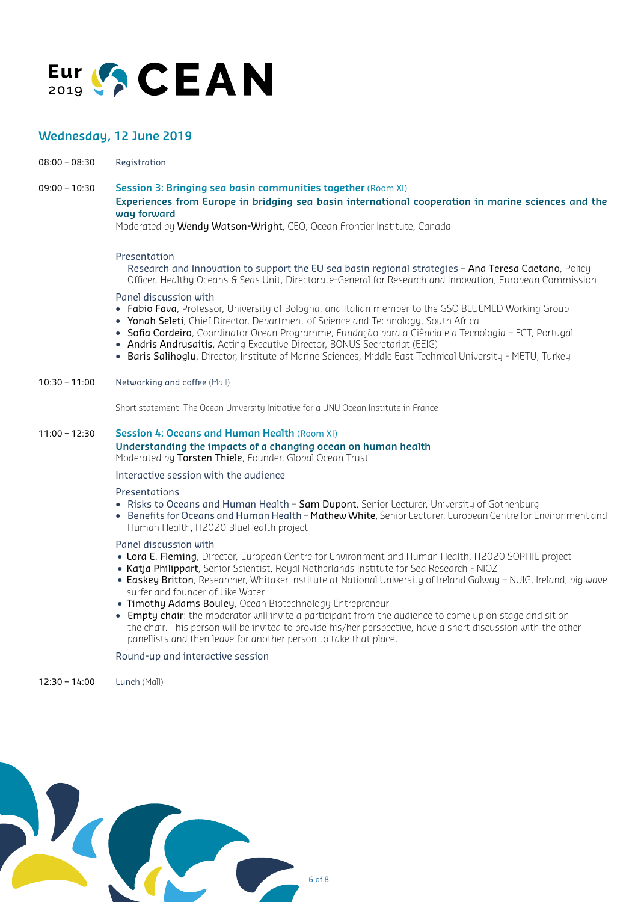# EurOCEAN 2019

## Wednesday, 12 June 2019

**08:00 – 08:30** Registration

**09:00 – 10:30** **Session 3: Bringing sea basin communities together** (Room XI)

**Experiences from Europe in bridging sea basin international cooperation in marine sciences and the way forward**

Moderated by **Wendy Watson-Wright**, CEO, Ocean Frontier Institute, Canada

Presentation

Research and Innovation to support the EU sea basin regional strategies – **Ana Teresa Caetano**, Policy Officer, Healthy Oceans & Seas Unit, Directorate-General for Research and Innovation, European Commission

Panel discussion with

- **Fabio Fava**, Professor, University of Bologna, and Italian member to the GSO BLUEMED Working Group
- **Yonah Seleti**, Chief Director, Department of Science and Technology, South Africa
- **Sofia Cordeiro**, Coordinator Ocean Programme, Fundação para a Ciência e a Tecnologia – FCT, Portugal
- **Andris Andrusaitis**, Acting Executive Director, BONUS Secretariat (EEIG)
- **Baris Salihoglu**, Director, Institute of Marine Sciences, Middle East Technical University - METU, Turkey

**10:30 – 11:00** Networking and coffee (Mall)

Short statement: The Ocean University Initiative for a UNU Ocean Institute in France

**11:00 – 12:30** **Session 4: Oceans and Human Health** (Room XI)

**Understanding the impacts of a changing ocean on human health**

Moderated by **Torsten Thiele**, Founder, Global Ocean Trust

Interactive session with the audience

Presentations

- Risks to Oceans and Human Health – **Sam Dupont**, Senior Lecturer, University of Gothenburg
- Benefits for Oceans and Human Health – **Mathew White**, Senior Lecturer, European Centre for Environment and Human Health, H2020 BlueHealth project

Panel discussion with

- **Lora E. Fleming**, Director, European Centre for Environment and Human Health, H2020 SOPHIE project
- **Katja Philippart**, Senior Scientist, Royal Netherlands Institute for Sea Research - NIOZ
- **Easkey Britton**, Researcher, Whitaker Institute at National University of Ireland Galway – NUIG, Ireland, big wave surfer and founder of Like Water
- **Timothy Adams Bouley**, Ocean Biotechnology Entrepreneur
- **Empty chair**: the moderator will invite a participant from the audience to come up on stage and sit on the chair. This person will be invited to provide his/her perspective, have a short discussion with the other panellists and then leave for another person to take that place.

Round-up and interactive session

**12:30 – 14:00** Lunch (Mall)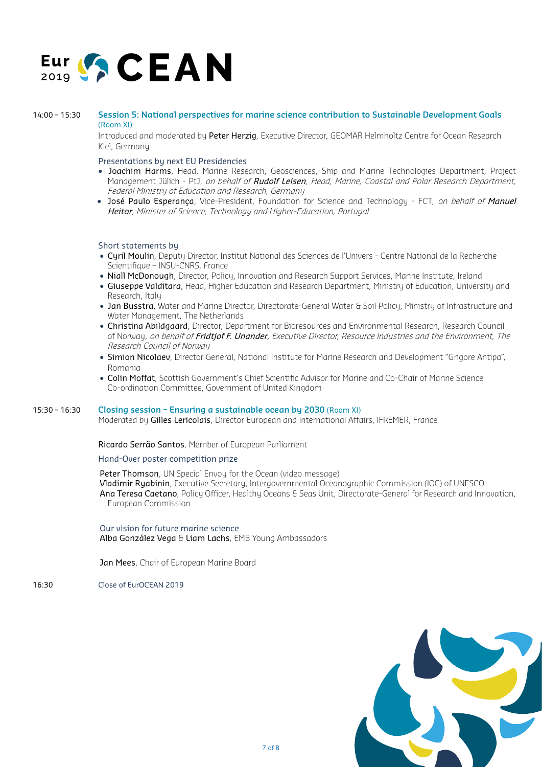**14:00 – 15:30** **Session 5: National perspectives for marine science contribution to Sustainable Development Goals** (Room XI)

Introduced and moderated by **Peter Herzig**, Executive Director, GEOMAR Helmholtz Centre for Ocean Research Kiel, Germany

Presentations by next EU Presidencies

- **Joachim Harms**, Head, Marine Research, Geosciences, Ship and Marine Technologies Department, Project Management Jülich - PtJ, *on behalf of* ***Rudolf Leisen****, Head, Marine, Coastal and Polar Research Department, Federal Ministry of Education and Research, Germany*
- **José Paulo Esperança**, Vice-President, Foundation for Science and Technology - FCT, *on behalf of* ***Manuel Heitor****, Minister of Science, Technology and Higher-Education, Portugal*

Short statements by

- **Cyril Moulin**, Deputy Director, Institut National des Sciences de l'Univers - Centre National de la Recherche Scientifique – INSU-CNRS, France
- **Niall McDonough**, Director, Policy, Innovation and Research Support Services, Marine Institute, Ireland
- **Giuseppe Valditara**, Head, Higher Education and Research Department, Ministry of Education, University and Research, Italy
- **Jan Busstra**, Water and Marine Director, Directorate-General Water & Soil Policy, Ministry of Infrastructure and Water Management, The Netherlands
- **Christina Abildgaard**, Director, Department for Bioresources and Environmental Research, Research Council of Norway, *on behalf of* ***Fridtjof F. Unander****, Executive Director, Resource Industries and the Environment, The Research Council of Norway*
- **Simion Nicolaev**, Director General, National Institute for Marine Research and Development "Grigore Antipa", Romania
- **Colin Moffat**, Scottish Government's Chief Scientific Advisor for Marine and Co-Chair of Marine Science Co-ordination Committee, Government of United Kingdom

**15:30 – 16:30** **Closing session – Ensuring a sustainable ocean by 2030** (Room XI)

Moderated by **Gilles Lericolais**, Director European and International Affairs, IFREMER, France

**Ricardo Serrão Santos**, Member of European Parliament

Hand-Over poster competition prize

**Peter Thomson**, UN Special Envoy for the Ocean (video message)
**Vladimir Ryabinin**, Executive Secretary, Intergovernmental Oceanographic Commission (IOC) of UNESCO
**Ana Teresa Caetano**, Policy Officer, Healthy Oceans & Seas Unit, Directorate-General for Research and Innovation, European Commission

Our vision for future marine science
**Alba González Vega** & **Liam Lachs**, EMB Young Ambassadors

**Jan Mees**, Chair of European Marine Board

**16:30** Close of EurOCEAN 2019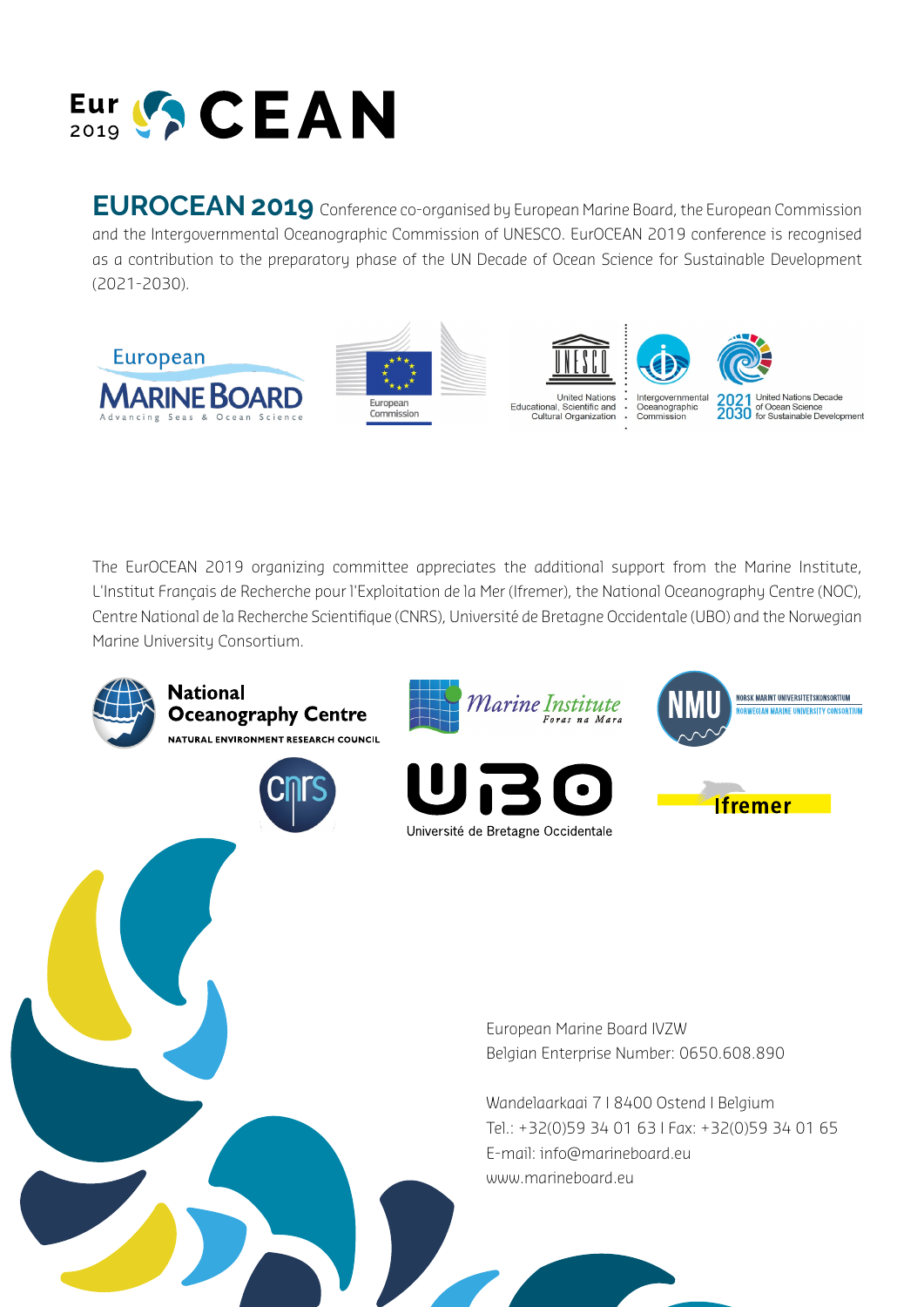**EUROCEAN 2019** Conference co-organised by European Marine Board, the European Commission and the Intergovernmental Oceanographic Commission of UNESCO. EurOCEAN 2019 conference is recognised as a contribution to the preparatory phase of the UN Decade of Ocean Science for Sustainable Development (2021-2030).

The EurOCEAN 2019 organizing committee appreciates the additional support from the Marine Institute, L'Institut Français de Recherche pour l'Exploitation de la Mer (Ifremer), the National Oceanography Centre (NOC), Centre National de la Recherche Scientifique (CNRS), Université de Bretagne Occidentale (UBO) and the Norwegian Marine University Consortium.

European Marine Board IVZW
Belgian Enterprise Number: 0650.608.890

Wandelaarkaai 7 I 8400 Ostend I Belgium
Tel.: +32(0)59 34 01 63 I Fax: +32(0)59 34 01 65
E-mail: info@marineboard.eu
www.marineboard.eu